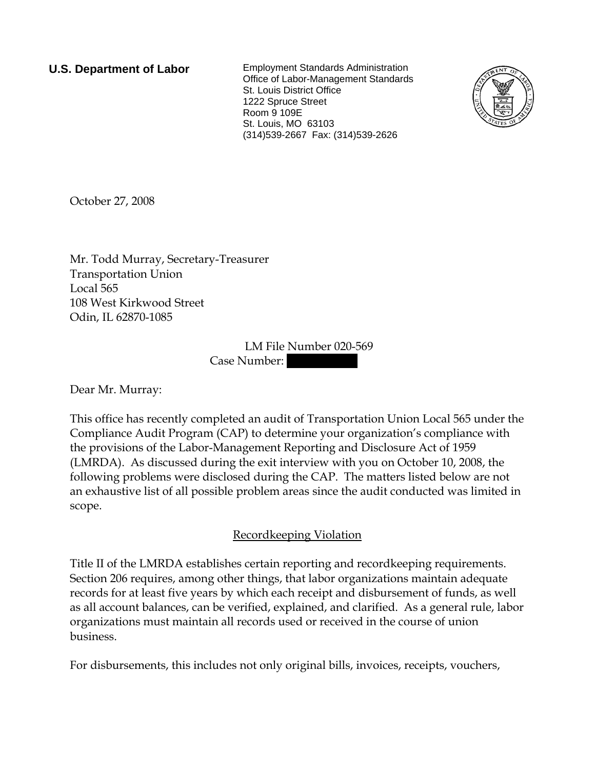**U.S. Department of Labor**

Employment Standards Administration
Office of Labor-Management Standards
St. Louis District Office
1222 Spruce Street
Room 9 109E
St. Louis, MO 63103
(314)539-2667 Fax: (314)539-2626

October 27, 2008

Mr. Todd Murray, Secretary-Treasurer
Transportation Union
Local 565
108 West Kirkwood Street
Odin, IL 62870-1085

LM File Number 020-569
Case Number: [redacted]

Dear Mr. Murray:

This office has recently completed an audit of Transportation Union Local 565 under the Compliance Audit Program (CAP) to determine your organization's compliance with the provisions of the Labor-Management Reporting and Disclosure Act of 1959 (LMRDA). As discussed during the exit interview with you on October 10, 2008, the following problems were disclosed during the CAP. The matters listed below are not an exhaustive list of all possible problem areas since the audit conducted was limited in scope.

## Recordkeeping Violation

Title II of the LMRDA establishes certain reporting and recordkeeping requirements. Section 206 requires, among other things, that labor organizations maintain adequate records for at least five years by which each receipt and disbursement of funds, as well as all account balances, can be verified, explained, and clarified. As a general rule, labor organizations must maintain all records used or received in the course of union business.

For disbursements, this includes not only original bills, invoices, receipts, vouchers,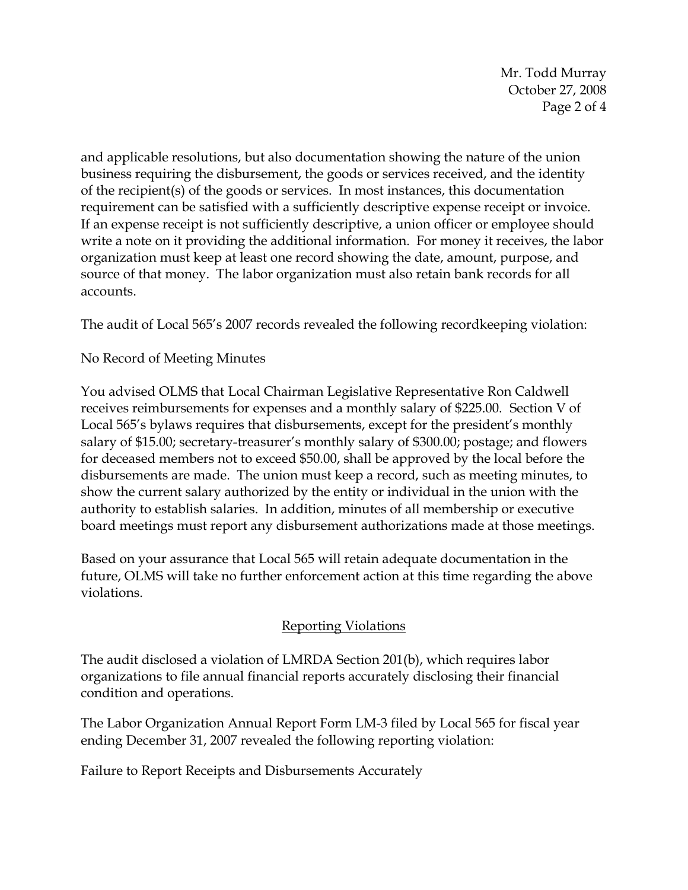and applicable resolutions, but also documentation showing the nature of the union business requiring the disbursement, the goods or services received, and the identity of the recipient(s) of the goods or services. In most instances, this documentation requirement can be satisfied with a sufficiently descriptive expense receipt or invoice. If an expense receipt is not sufficiently descriptive, a union officer or employee should write a note on it providing the additional information. For money it receives, the labor organization must keep at least one record showing the date, amount, purpose, and source of that money. The labor organization must also retain bank records for all accounts.

The audit of Local 565's 2007 records revealed the following recordkeeping violation:

No Record of Meeting Minutes

You advised OLMS that Local Chairman Legislative Representative Ron Caldwell receives reimbursements for expenses and a monthly salary of $225.00. Section V of Local 565's bylaws requires that disbursements, except for the president's monthly salary of $15.00; secretary-treasurer's monthly salary of $300.00; postage; and flowers for deceased members not to exceed $50.00, shall be approved by the local before the disbursements are made. The union must keep a record, such as meeting minutes, to show the current salary authorized by the entity or individual in the union with the authority to establish salaries. In addition, minutes of all membership or executive board meetings must report any disbursement authorizations made at those meetings.

Based on your assurance that Local 565 will retain adequate documentation in the future, OLMS will take no further enforcement action at this time regarding the above violations.

## Reporting Violations

The audit disclosed a violation of LMRDA Section 201(b), which requires labor organizations to file annual financial reports accurately disclosing their financial condition and operations.

The Labor Organization Annual Report Form LM-3 filed by Local 565 for fiscal year ending December 31, 2007 revealed the following reporting violation:

Failure to Report Receipts and Disbursements Accurately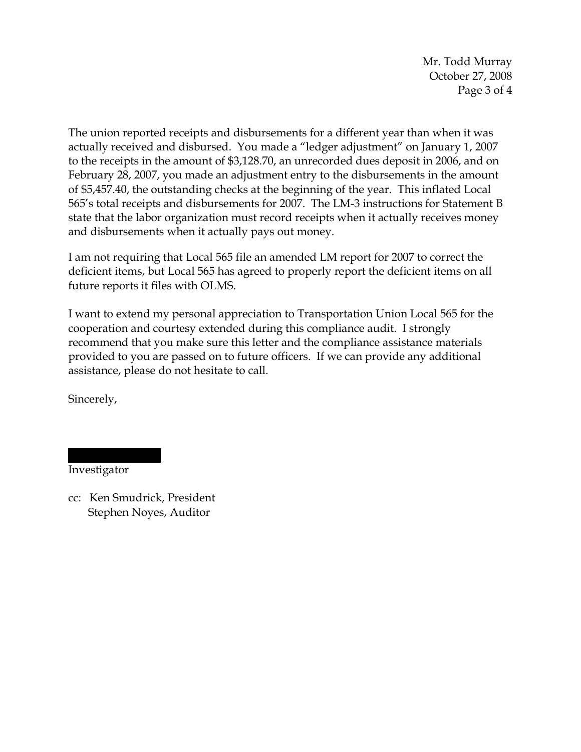The union reported receipts and disbursements for a different year than when it was actually received and disbursed. You made a "ledger adjustment" on January 1, 2007 to the receipts in the amount of $3,128.70, an unrecorded dues deposit in 2006, and on February 28, 2007, you made an adjustment entry to the disbursements in the amount of $5,457.40, the outstanding checks at the beginning of the year. This inflated Local 565's total receipts and disbursements for 2007. The LM-3 instructions for Statement B state that the labor organization must record receipts when it actually receives money and disbursements when it actually pays out money.

I am not requiring that Local 565 file an amended LM report for 2007 to correct the deficient items, but Local 565 has agreed to properly report the deficient items on all future reports it files with OLMS.

I want to extend my personal appreciation to Transportation Union Local 565 for the cooperation and courtesy extended during this compliance audit. I strongly recommend that you make sure this letter and the compliance assistance materials provided to you are passed on to future officers. If we can provide any additional assistance, please do not hesitate to call.

Sincerely,

Investigator

cc: Ken Smudrick, President
Stephen Noyes, Auditor